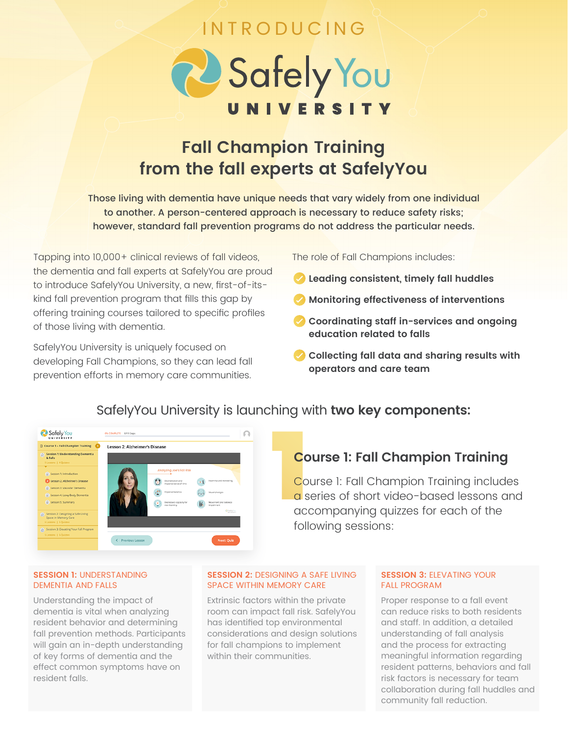INTRODUCING

# SafelyYou UNIVERSITY

## Fall Champion Training from the fall experts at SafelyYou

Those living with dementia have unique needs that vary widely from one individual to another. A person-centered approach is necessary to reduce safety risks; however, standard fall prevention programs do not address the particular needs.

Tapping into 10,000+ clinical reviews of fall videos, the dementia and fall experts at SafelyYou are proud to introduce SafelyYou University, a new, first-of-its-kind fall prevention program that fills this gap by offering training courses tailored to specific profiles of those living with dementia.

SafelyYou University is uniquely focused on developing Fall Champions, so they can lead fall prevention efforts in memory care communities.

The role of Fall Champions includes:

- **Leading consistent, timely fall huddles**
- **Monitoring effectiveness of interventions**
- **Coordinating staff in-services and ongoing education related to falls**
- **Collecting fall data and sharing results with operators and care team**

SafelyYou University is launching with **two key components:**

### Course 1: Fall Champion Training

Course 1: Fall Champion Training includes a series of short video-based lessons and accompanying quizzes for each of the following sessions:

**SESSION 1:** UNDERSTANDING DEMENTIA AND FALLS

Understanding the impact of dementia is vital when analyzing resident behavior and determining fall prevention methods. Participants will gain an in-depth understanding of key forms of dementia and the effect common symptoms have on resident falls.

**SESSION 2:** DESIGNING A SAFE LIVING SPACE WITHIN MEMORY CARE

Extrinsic factors within the private room can impact fall risk. SafelyYou has identified top environmental considerations and design solutions for fall champions to implement within their communities.

**SESSION 3:** ELEVATING YOUR FALL PROGRAM

Proper response to a fall event can reduce risks to both residents and staff. In addition, a detailed understanding of fall analysis and the process for extracting meaningful information regarding resident patterns, behaviors and fall risk factors is necessary for team collaboration during fall huddles and community fall reduction.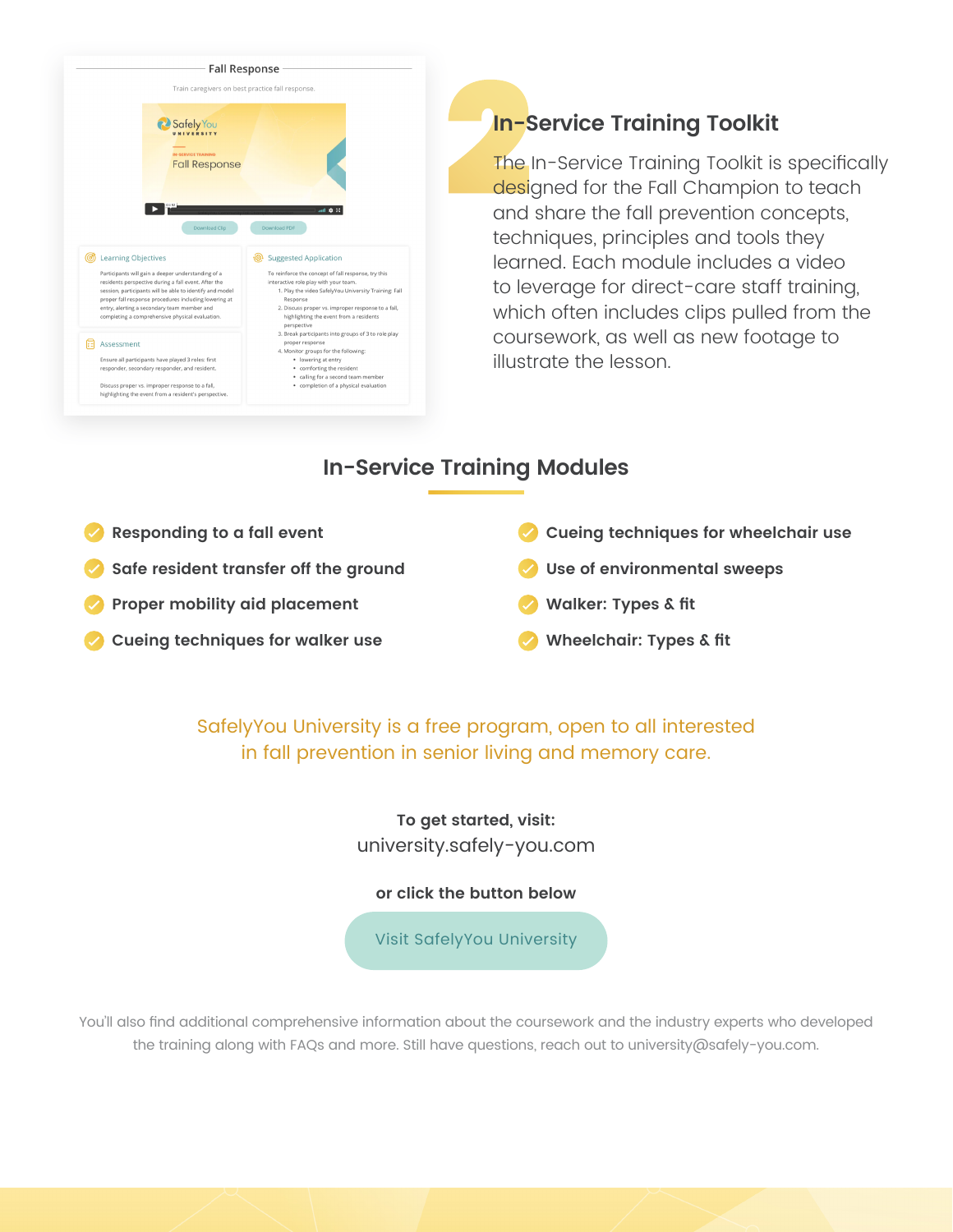## In-Service Training Toolkit

The In-Service Training Toolkit is specifically designed for the Fall Champion to teach and share the fall prevention concepts, techniques, principles and tools they learned. Each module includes a video to leverage for direct-care staff training, which often includes clips pulled from the coursework, as well as new footage to illustrate the lesson.

## In-Service Training Modules

- **Responding to a fall event**
- **Safe resident transfer off the ground**
- **Proper mobility aid placement**
- **Cueing techniques for walker use**
- **Cueing techniques for wheelchair use**
- **Use of environmental sweeps**
- **Walker: Types & fit**
- **Wheelchair: Types & fit**

SafelyYou University is a free program, open to all interested in fall prevention in senior living and memory care.

**To get started, visit:**

university.safely-you.com

**or click the button below**

Visit SafelyYou University

You'll also find additional comprehensive information about the coursework and the industry experts who developed the training along with FAQs and more. Still have questions, reach out to university@safely-you.com.